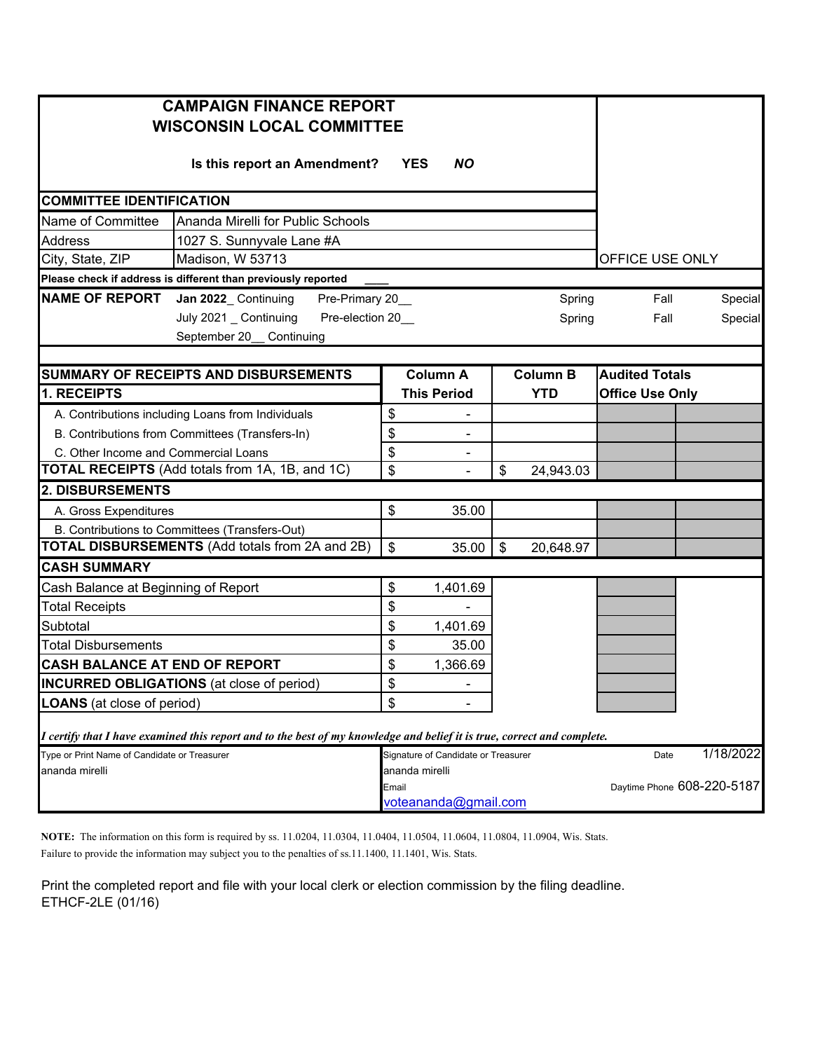# CAMPAIGN FINANCE REPORT
## WISCONSIN LOCAL COMMITTEE

**Is this report an Amendment?** **YES** ***NO***

OFFICE USE ONLY

| COMMITTEE IDENTIFICATION | |
|---|---|
| Name of Committee | Ananda Mirelli for Public Schools |
| Address | 1027 S. Sunnyvale Lane #A |
| City, State, ZIP | Madison, W 53713 |

**Please check if address is different than previously reported** ____

**NAME OF REPORT**

| | | | | |
|---|---|---|---|---|
| **Jan 2022**_ Continuing | Pre-Primary 20__ | Spring | Fall | Special |
| July 2021 _ Continuing | Pre-election 20__ | Spring | Fall | Special |
| September 20__ Continuing | | | | |

| SUMMARY OF RECEIPTS AND DISBURSEMENTS | Column A This Period | Column B YTD | Audited Totals Office Use Only | |
|---|---|---|---|---|
| **1. RECEIPTS** | | | | |
| A. Contributions including Loans from Individuals | $ - | | | |
| B. Contributions from Committees (Transfers-In) | $ - | | | |
| C. Other Income and Commercial Loans | $ - | | | |
| **TOTAL RECEIPTS** (Add totals from 1A, 1B, and 1C) | $ - | $ 24,943.03 | | |
| **2. DISBURSEMENTS** | | | | |
| A. Gross Expenditures | $ 35.00 | | | |
| B. Contributions to Committees (Transfers-Out) | | | | |
| **TOTAL DISBURSEMENTS** (Add totals from 2A and 2B) | $ 35.00 | $ 20,648.97 | | |
| **CASH SUMMARY** | | | | |
| Cash Balance at Beginning of Report | $ 1,401.69 | | | |
| Total Receipts | $ - | | | |
| Subtotal | $ 1,401.69 | | | |
| Total Disbursements | $ 35.00 | | | |
| **CASH BALANCE AT END OF REPORT** | $ 1,366.69 | | | |
| **INCURRED OBLIGATIONS** (at close of period) | $ - | | | |
| **LOANS** (at close of period) | $ - | | | |

***I certify that I have examined this report and to the best of my knowledge and belief it is true, correct and complete.***

| Type or Print Name of Candidate or Treasurer | Signature of Candidate or Treasurer | Date 1/18/2022 |
|---|---|---|
| ananda mirelli | ananda mirelli | |
| | Email voteananda@gmail.com | Daytime Phone 608-220-5187 |

**NOTE:** The information on this form is required by ss. 11.0204, 11.0304, 11.0404, 11.0504, 11.0604, 11.0804, 11.0904, Wis. Stats. Failure to provide the information may subject you to the penalties of ss.11.1400, 11.1401, Wis. Stats.

Print the completed report and file with your local clerk or election commission by the filing deadline.
ETHCF-2LE (01/16)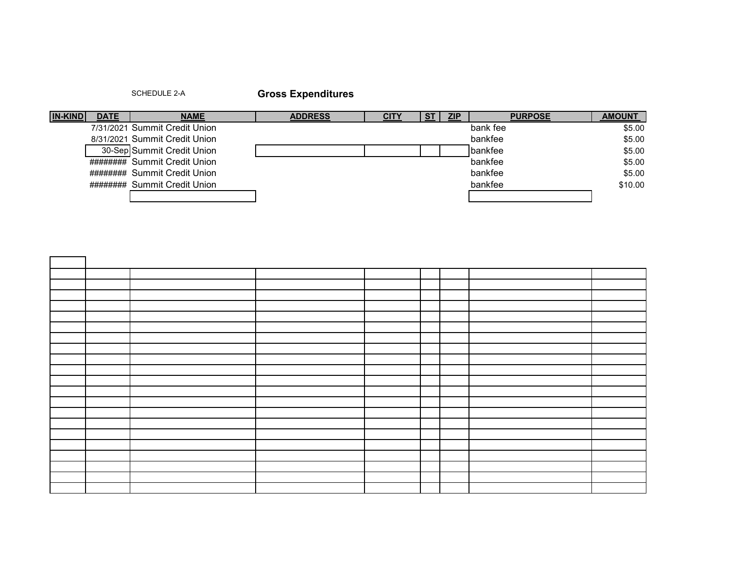SCHEDULE 2-A

## Gross Expenditures

| IN-KIND | DATE | NAME | ADDRESS | CITY | ST | ZIP | PURPOSE | AMOUNT |
|---|---|---|---|---|---|---|---|---|
| | 7/31/2021 | Summit Credit Union | | | | | bank fee | $5.00 |
| | 8/31/2021 | Summit Credit Union | | | | | bankfee | $5.00 |
| | 30-Sep | Summit Credit Union | | | | | bankfee | $5.00 |
| | ######## | Summit Credit Union | | | | | bankfee | $5.00 |
| | ######## | Summit Credit Union | | | | | bankfee | $5.00 |
| | ######## | Summit Credit Union | | | | | bankfee | $10.00 |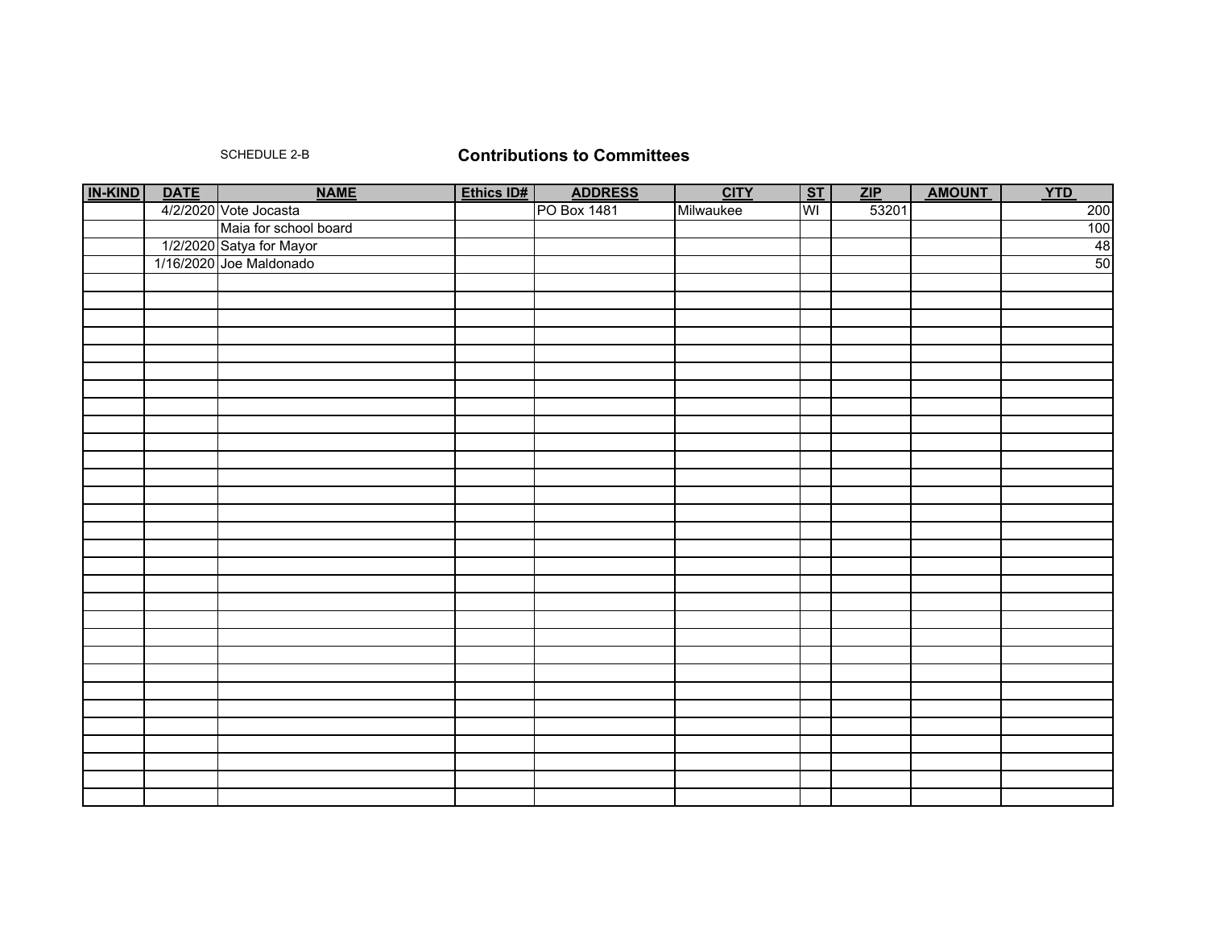SCHEDULE 2-B

## Contributions to Committees

| IN-KIND | DATE | NAME | Ethics ID# | ADDRESS | CITY | ST | ZIP | AMOUNT | YTD |
|---|---|---|---|---|---|---|---|---|---|
| | 4/2/2020 | Vote Jocasta | | PO Box 1481 | Milwaukee | WI | 53201 | | 200 |
| | | Maia for school board | | | | | | | 100 |
| | 1/2/2020 | Satya for Mayor | | | | | | | 48 |
| | 1/16/2020 | Joe Maldonado | | | | | | | 50 |